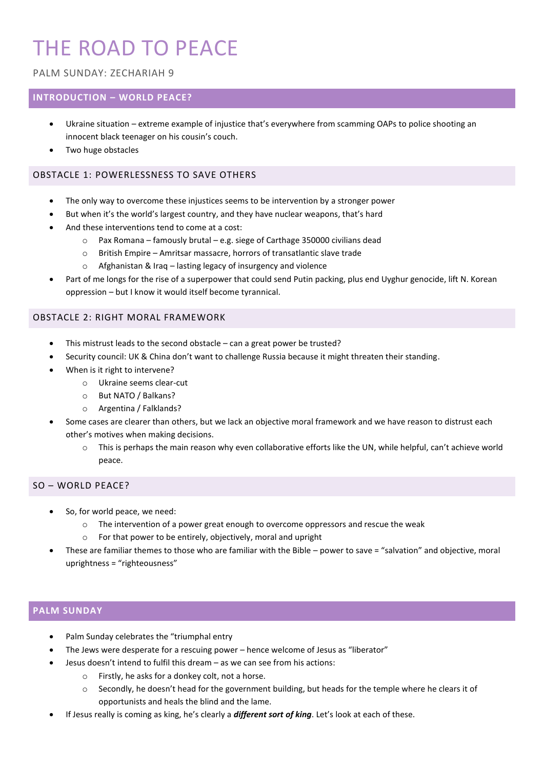# THE ROAD TO PEACE

PALM SUNDAY: ZECHARIAH 9

## INTRODUCTION – WORLD PEACE?

- Ukraine situation – extreme example of injustice that's everywhere from scamming OAPs to police shooting an innocent black teenager on his cousin's couch.
- Two huge obstacles

### OBSTACLE 1: POWERLESSNESS TO SAVE OTHERS

- The only way to overcome these injustices seems to be intervention by a stronger power
- But when it's the world's largest country, and they have nuclear weapons, that's hard
- And these interventions tend to come at a cost:
    - Pax Romana – famously brutal – e.g. siege of Carthage 350000 civilians dead
    - British Empire – Amritsar massacre, horrors of transatlantic slave trade
    - Afghanistan & Iraq – lasting legacy of insurgency and violence
- Part of me longs for the rise of a superpower that could send Putin packing, plus end Uyghur genocide, lift N. Korean oppression – but I know it would itself become tyrannical.

### OBSTACLE 2: RIGHT MORAL FRAMEWORK

- This mistrust leads to the second obstacle – can a great power be trusted?
- Security council: UK & China don't want to challenge Russia because it might threaten their standing.
- When is it right to intervene?
    - Ukraine seems clear-cut
    - But NATO / Balkans?
    - Argentina / Falklands?
- Some cases are clearer than others, but we lack an objective moral framework and we have reason to distrust each other's motives when making decisions.
    - This is perhaps the main reason why even collaborative efforts like the UN, while helpful, can't achieve world peace.

### SO – WORLD PEACE?

- So, for world peace, we need:
    - The intervention of a power great enough to overcome oppressors and rescue the weak
    - For that power to be entirely, objectively, moral and upright
- These are familiar themes to those who are familiar with the Bible – power to save = "salvation" and objective, moral uprightness = "righteousness"

## PALM SUNDAY

- Palm Sunday celebrates the "triumphal entry
- The Jews were desperate for a rescuing power – hence welcome of Jesus as "liberator"
- Jesus doesn't intend to fulfil this dream – as we can see from his actions:
    - Firstly, he asks for a donkey colt, not a horse.
    - Secondly, he doesn't head for the government building, but heads for the temple where he clears it of opportunists and heals the blind and the lame.
- If Jesus really is coming as king, he's clearly a ***different sort of king***. Let's look at each of these.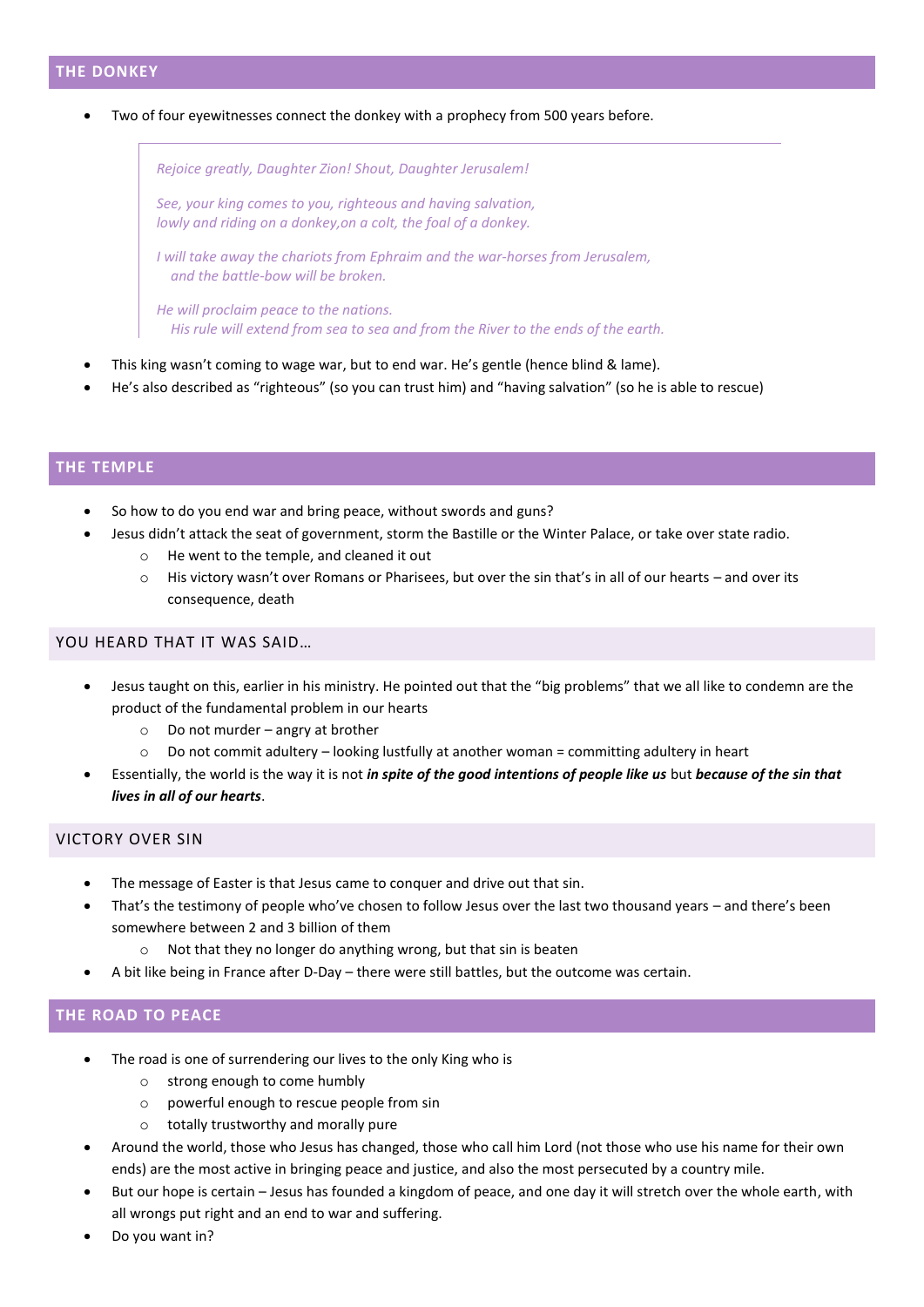## THE DONKEY

- Two of four eyewitnesses connect the donkey with a prophecy from 500 years before.

> *Rejoice greatly, Daughter Zion! Shout, Daughter Jerusalem!*
>
> *See, your king comes to you, righteous and having salvation,*
> *lowly and riding on a donkey,on a colt, the foal of a donkey.*
>
> *I will take away the chariots from Ephraim and the war-horses from Jerusalem,*
> *and the battle-bow will be broken.*
>
> *He will proclaim peace to the nations.*
> *His rule will extend from sea to sea and from the River to the ends of the earth.*

- This king wasn't coming to wage war, but to end war. He's gentle (hence blind & lame).
- He's also described as "righteous" (so you can trust him) and "having salvation" (so he is able to rescue)

## THE TEMPLE

- So how to do you end war and bring peace, without swords and guns?
- Jesus didn't attack the seat of government, storm the Bastille or the Winter Palace, or take over state radio.
    - He went to the temple, and cleaned it out
    - His victory wasn't over Romans or Pharisees, but over the sin that's in all of our hearts – and over its consequence, death

### YOU HEARD THAT IT WAS SAID…

- Jesus taught on this, earlier in his ministry. He pointed out that the "big problems" that we all like to condemn are the product of the fundamental problem in our hearts
    - Do not murder – angry at brother
    - Do not commit adultery – looking lustfully at another woman = committing adultery in heart
- Essentially, the world is the way it is not ***in spite of the good intentions of people like us*** but ***because of the sin that lives in all of our hearts***.

### VICTORY OVER SIN

- The message of Easter is that Jesus came to conquer and drive out that sin.
- That's the testimony of people who've chosen to follow Jesus over the last two thousand years – and there's been somewhere between 2 and 3 billion of them
    - Not that they no longer do anything wrong, but that sin is beaten
- A bit like being in France after D-Day – there were still battles, but the outcome was certain.

## THE ROAD TO PEACE

- The road is one of surrendering our lives to the only King who is
    - strong enough to come humbly
    - powerful enough to rescue people from sin
    - totally trustworthy and morally pure
- Around the world, those who Jesus has changed, those who call him Lord (not those who use his name for their own ends) are the most active in bringing peace and justice, and also the most persecuted by a country mile.
- But our hope is certain – Jesus has founded a kingdom of peace, and one day it will stretch over the whole earth, with all wrongs put right and an end to war and suffering.
- Do you want in?